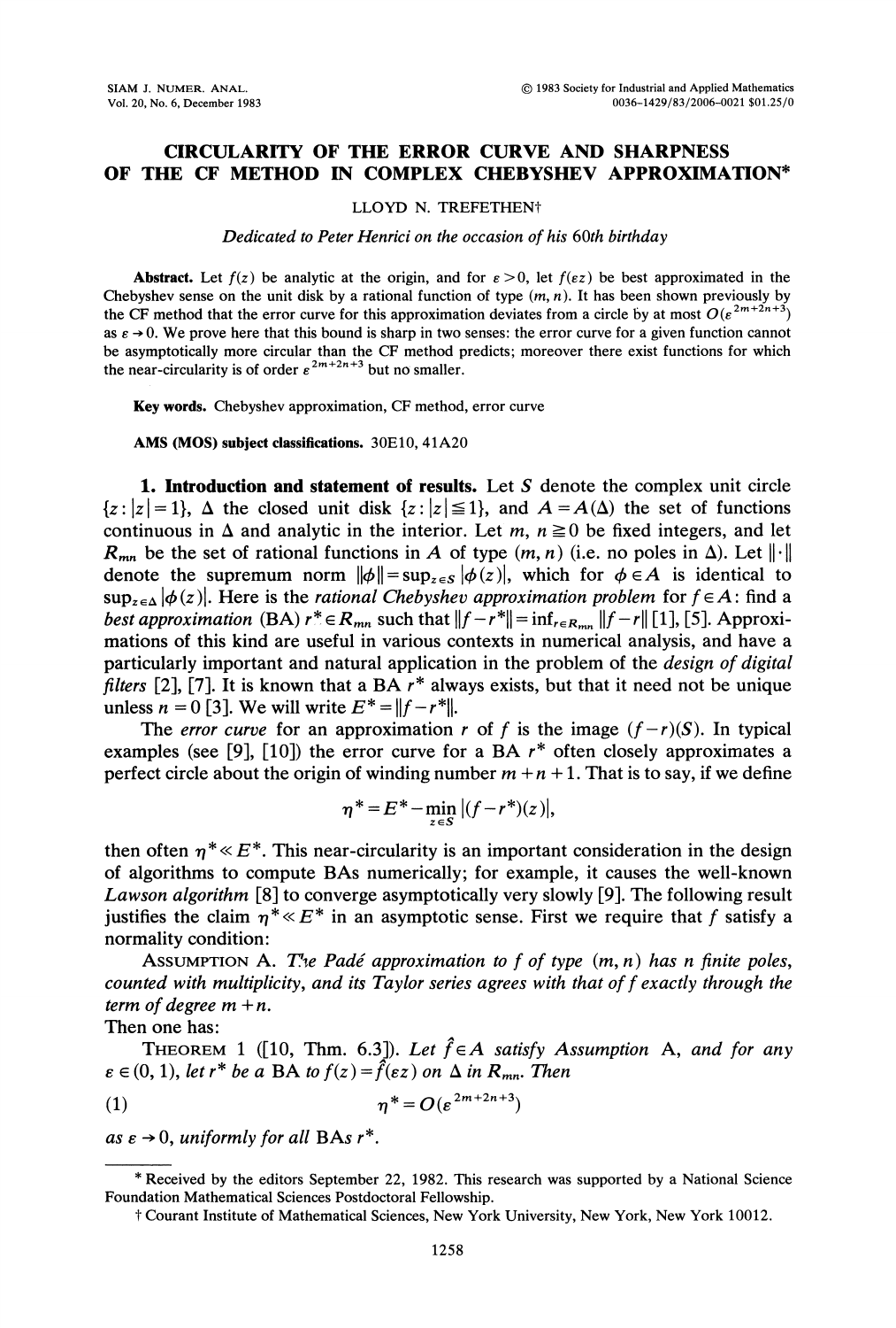# CIRCULARITY OF THE ERROR CURVE AND SHARPNESS OF THE CF METHOD IN COMPLEX CHEBYSHEV APPROXIMATION*

LLOYD N. TREFETHEN†

*Dedicated to Peter Henrici on the occasion of his 60th birthday*

**Abstract.** Let $f(z)$ be analytic at the origin, and for $\varepsilon > 0$, let $f(\varepsilon z)$ be best approximated in the Chebyshev sense on the unit disk by a rational function of type $(m, n)$. It has been shown previously by the CF method that the error curve for this approximation deviates from a circle by at most $O(\varepsilon^{2m+2n+3})$ as $\varepsilon \to 0$. We prove here that this bound is sharp in two senses: the error curve for a given function cannot be asymptotically more circular than the CF method predicts; moreover there exist functions for which the near-circularity is of order $\varepsilon^{2m+2n+3}$ but no smaller.

**Key words.** Chebyshev approximation, CF method, error curve

**AMS (MOS) subject classifications.** 30E10, 41A20

## 1. Introduction and statement of results.

Let $S$ denote the complex unit circle $\{z : |z| = 1\}$, $\Delta$ the closed unit disk $\{z : |z| \leqq 1\}$, and $A = A(\Delta)$ the set of functions continuous in $\Delta$ and analytic in the interior. Let $m, n \geqq 0$ be fixed integers, and let $R_{mn}$ be the set of rational functions in $A$ of type $(m, n)$ (i.e. no poles in $\Delta$). Let $\|\cdot\|$ denote the supremum norm $\|\phi\| = \sup_{z \in S} |\phi(z)|$, which for $\phi \in A$ is identical to $\sup_{z \in \Delta} |\phi(z)|$. Here is the *rational Chebyshev approximation problem* for $f \in A$: find a *best approximation* (BA) $r^* \in R_{mn}$ such that $\|f - r^*\| = \inf_{r \in R_{mn}} \|f - r\|$ [1], [5]. Approximations of this kind are useful in various contexts in numerical analysis, and have a particularly important and natural application in the problem of the *design of digital filters* [2], [7]. It is known that a BA $r^*$ always exists, but that it need not be unique unless $n = 0$ [3]. We will write $E^* = \|f - r^*\|$.

The *error curve* for an approximation $r$ of $f$ is the image $(f - r)(S)$. In typical examples (see [9], [10]) the error curve for a BA $r^*$ often closely approximates a perfect circle about the origin of winding number $m + n + 1$. That is to say, if we define

$$\eta^* = E^* - \min_{z \in S} |(f - r^*)(z)|,$$

then often $\eta^* \ll E^*$. This near-circularity is an important consideration in the design of algorithms to compute BAs numerically; for example, it causes the well-known *Lawson algorithm* [8] to converge asymptotically very slowly [9]. The following result justifies the claim $\eta^* \ll E^*$ in an asymptotic sense. First we require that $f$ satisfy a normality condition:

ASSUMPTION A. *The Padé approximation to $f$ of type $(m, n)$ has $n$ finite poles, counted with multiplicity, and its Taylor series agrees with that of $f$ exactly through the term of degree $m + n$.*

Then one has:

THEOREM 1 ([10, Thm. 6.3]). *Let $\hat{f} \in A$ satisfy Assumption A, and for any $\varepsilon \in (0, 1)$, let $r^*$ be a BA to $f(z) = \hat{f}(\varepsilon z)$ on $\Delta$ in $R_{mn}$. Then*

$$\eta^* = O(\varepsilon^{2m+2n+3}) \tag{1}$$

*as $\varepsilon \to 0$, uniformly for all BAs $r^*$.*

---

* Received by the editors September 22, 1982. This research was supported by a National Science Foundation Mathematical Sciences Postdoctoral Fellowship.

† Courant Institute of Mathematical Sciences, New York University, New York, New York 10012.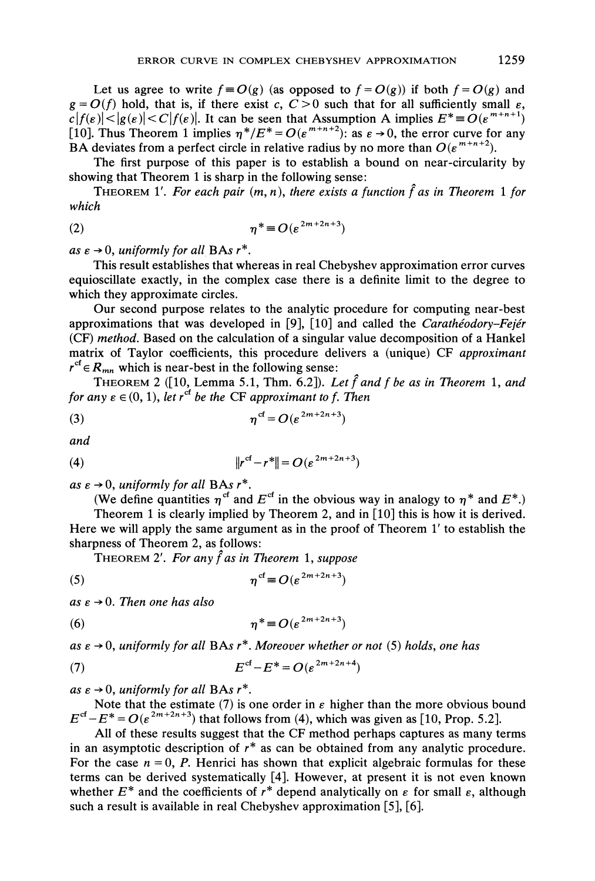Let us agree to write $f \equiv O(g)$ (as opposed to $f = O(g)$) if both $f = O(g)$ and $g = O(f)$ hold, that is, if there exist $c, C > 0$ such that for all sufficiently small $\varepsilon$, $c|f(\varepsilon)| < |g(\varepsilon)| < C|f(\varepsilon)|$. It can be seen that Assumption A implies $E^* \equiv O(\varepsilon^{m+n+1})$ [10]. Thus Theorem 1 implies $\eta^*/E^* = O(\varepsilon^{m+n+2})$: as $\varepsilon \to 0$, the error curve for any BA deviates from a perfect circle in relative radius by no more than $O(\varepsilon^{m+n+2})$.

The first purpose of this paper is to establish a bound on near-circularity by showing that Theorem 1 is sharp in the following sense:

THEOREM 1′. *For each pair* $(m, n)$, *there exists a function* $\hat{f}$ *as in Theorem* 1 *for which*

$$\eta^* \equiv O(\varepsilon^{2m+2n+3}) \tag{2}$$

*as* $\varepsilon \to 0$, *uniformly for all* BAs $r^*$.

This result establishes that whereas in real Chebyshev approximation error curves equioscillate exactly, in the complex case there is a definite limit to the degree to which they approximate circles.

Our second purpose relates to the analytic procedure for computing near-best approximations that was developed in [9], [10] and called the *Carathéodory–Fejér* (CF) *method*. Based on the calculation of a singular value decomposition of a Hankel matrix of Taylor coefficients, this procedure delivers a (unique) CF *approximant* $r^{\mathrm{cf}} \in R_{mn}$ which is near-best in the following sense:

THEOREM 2 ([10, Lemma 5.1, Thm. 6.2]). *Let* $\hat{f}$ *and* $f$ *be as in Theorem* 1, *and for any* $\varepsilon \in (0, 1)$, *let* $r^{\mathrm{cf}}$ *be the* CF *approximant to* $f$. *Then*

$$\eta^{\mathrm{cf}} = O(\varepsilon^{2m+2n+3}) \tag{3}$$

*and*

$$\|r^{\mathrm{cf}} - r^*\| = O(\varepsilon^{2m+2n+3}) \tag{4}$$

*as* $\varepsilon \to 0$, *uniformly for all* BAs $r^*$.

(We define quantities $\eta^{\mathrm{cf}}$ and $E^{\mathrm{cf}}$ in the obvious way in analogy to $\eta^*$ and $E^*$.)

Theorem 1 is clearly implied by Theorem 2, and in [10] this is how it is derived. Here we will apply the same argument as in the proof of Theorem 1′ to establish the sharpness of Theorem 2, as follows:

THEOREM 2′. *For any* $\hat{f}$ *as in Theorem* 1, *suppose*

$$\eta^{\mathrm{cf}} \equiv O(\varepsilon^{2m+2n+3}) \tag{5}$$

*as* $\varepsilon \to 0$. *Then one has also*

$$\eta^* \equiv O(\varepsilon^{2m+2n+3}) \tag{6}$$

*as* $\varepsilon \to 0$, *uniformly for all* BAs $r^*$. *Moreover whether or not* (5) *holds, one has*

$$E^{\mathrm{cf}} - E^* = O(\varepsilon^{2m+2n+4}) \tag{7}$$

*as* $\varepsilon \to 0$, *uniformly for all* BAs $r^*$.

Note that the estimate (7) is one order in $\varepsilon$ higher than the more obvious bound $E^{\mathrm{cf}} - E^* = O(\varepsilon^{2m+2n+3})$ that follows from (4), which was given as [10, Prop. 5.2].

All of these results suggest that the CF method perhaps captures as many terms in an asymptotic description of $r^*$ as can be obtained from any analytic procedure. For the case $n = 0$, P. Henrici has shown that explicit algebraic formulas for these terms can be derived systematically [4]. However, at present it is not even known whether $E^*$ and the coefficients of $r^*$ depend analytically on $\varepsilon$ for small $\varepsilon$, although such a result is available in real Chebyshev approximation [5], [6].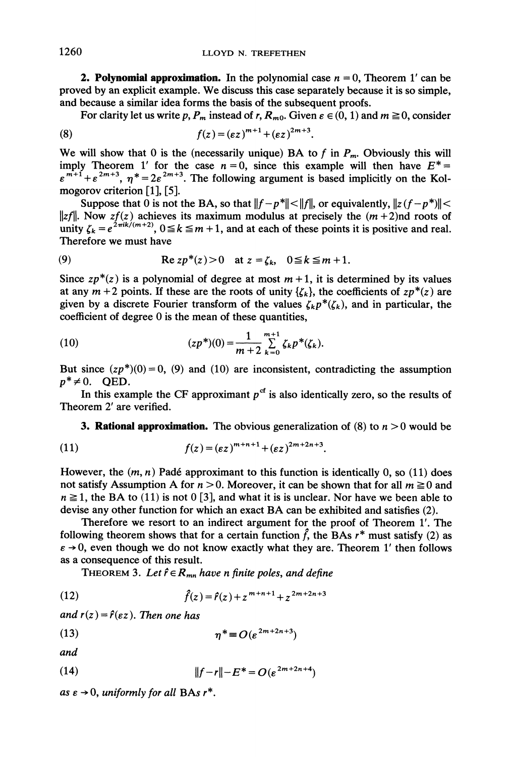**2. Polynomial approximation.** In the polynomial case $n = 0$, Theorem 1′ can be proved by an explicit example. We discuss this case separately because it is so simple, and because a similar idea forms the basis of the subsequent proofs.

For clarity let us write $p$, $P_m$ instead of $r$, $R_{m0}$. Given $\varepsilon \in (0, 1)$ and $m \geqq 0$, consider

$$f(z) = (\varepsilon z)^{m+1} + (\varepsilon z)^{2m+3}. \tag{8}$$

We will show that 0 is the (necessarily unique) BA to $f$ in $P_m$. Obviously this will imply Theorem 1′ for the case $n = 0$, since this example will then have $E^* = \varepsilon^{m+1} + \varepsilon^{2m+3}$, $\eta^* = 2\varepsilon^{2m+3}$. The following argument is based implicitly on the Kolmogorov criterion [1], [5].

Suppose that 0 is not the BA, so that $\|f - p^*\| < \|f\|$, or equivalently, $\|z(f - p^*)\| < \|zf\|$. Now $zf(z)$ achieves its maximum modulus at precisely the $(m+2)$nd roots of unity $\zeta_k = e^{2\pi ik/(m+2)}$, $0 \leqq k \leqq m+1$, and at each of these points it is positive and real. Therefore we must have

$$\operatorname{Re} zp^*(z) > 0 \quad \text{at } z = \zeta_k, \quad 0 \leqq k \leqq m+1. \tag{9}$$

Since $zp^*(z)$ is a polynomial of degree at most $m+1$, it is determined by its values at any $m+2$ points. If these are the roots of unity $\{\zeta_k\}$, the coefficients of $zp^*(z)$ are given by a discrete Fourier transform of the values $\zeta_k p^*(\zeta_k)$, and in particular, the coefficient of degree 0 is the mean of these quantities,

$$(zp^*)(0) = \frac{1}{m+2} \sum_{k=0}^{m+1} \zeta_k p^*(\zeta_k). \tag{10}$$

But since $(zp^*)(0) = 0$, (9) and (10) are inconsistent, contradicting the assumption $p^* \neq 0$. QED.

In this example the CF approximant $p^{\mathrm{cf}}$ is also identically zero, so the results of Theorem 2′ are verified.

**3. Rational approximation.** The obvious generalization of (8) to $n > 0$ would be

$$f(z) = (\varepsilon z)^{m+n+1} + (\varepsilon z)^{2m+2n+3}. \tag{11}$$

However, the $(m, n)$ Padé approximant to this function is identically 0, so (11) does not satisfy Assumption A for $n > 0$. Moreover, it can be shown that for all $m \geqq 0$ and $n \geqq 1$, the BA to (11) is not 0 [3], and what it is is unclear. Nor have we been able to devise any other function for which an exact BA can be exhibited and satisfies (2).

Therefore we resort to an indirect argument for the proof of Theorem 1′. The following theorem shows that for a certain function $\hat{f}$, the BAs $r^*$ must satisfy (2) as $\varepsilon \to 0$, even though we do not know exactly what they are. Theorem 1′ then follows as a consequence of this result.

THEOREM 3. *Let $\hat{r} \in R_{mn}$ have $n$ finite poles, and define*

$$\hat{f}(z) = \hat{r}(z) + z^{m+n+1} + z^{2m+2n+3} \tag{12}$$

*and $r(z) = \hat{r}(\varepsilon z)$. Then one has*

$$\eta^* = O(\varepsilon^{2m+2n+3}) \tag{13}$$

*and*

$$\|f - r\| - E^* = O(\varepsilon^{2m+2n+4}) \tag{14}$$

*as $\varepsilon \to 0$, uniformly for all BAs $r^*$.*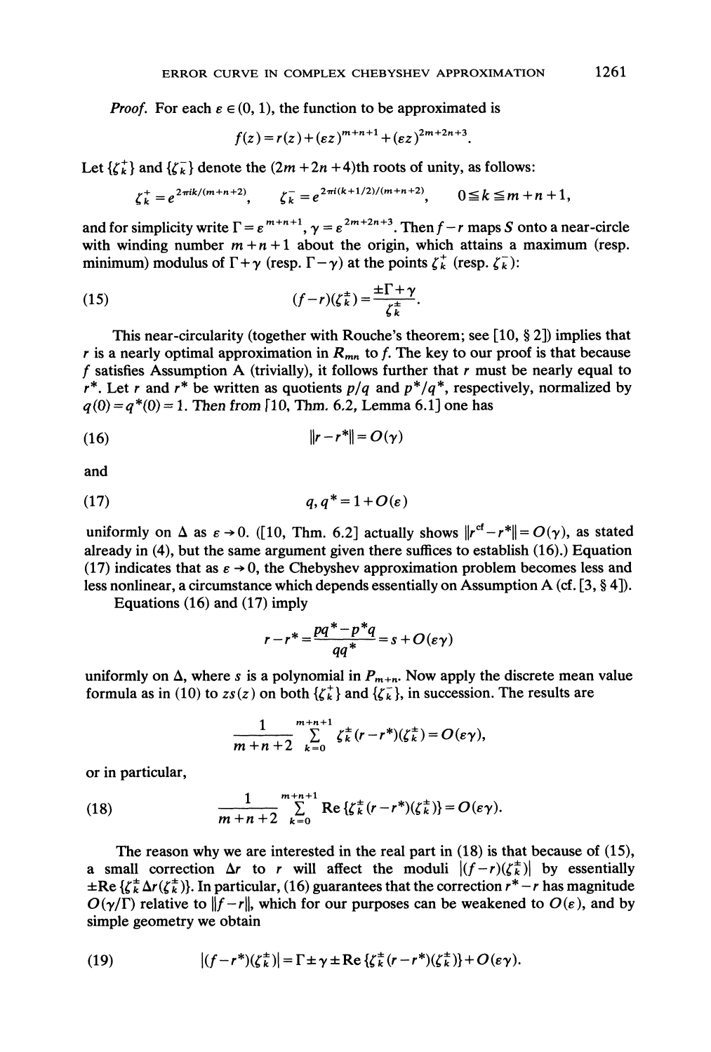*Proof.* For each $\varepsilon \in (0, 1)$, the function to be approximated is

$$f(z) = r(z) + (\varepsilon z)^{m+n+1} + (\varepsilon z)^{2m+2n+3}.$$

Let $\{\zeta_k^+\}$ and $\{\zeta_k^-\}$ denote the $(2m+2n+4)$th roots of unity, as follows:

$$\zeta_k^+ = e^{2\pi i k/(m+n+2)}, \qquad \zeta_k^- = e^{2\pi i (k+1/2)/(m+n+2)}, \qquad 0 \leqq k \leqq m+n+1,$$

and for simplicity write $\Gamma = \varepsilon^{m+n+1}$, $\gamma = \varepsilon^{2m+2n+3}$. Then $f - r$ maps $S$ onto a near-circle with winding number $m+n+1$ about the origin, which attains a maximum (resp. minimum) modulus of $\Gamma + \gamma$ (resp. $\Gamma - \gamma$) at the points $\zeta_k^+$ (resp. $\zeta_k^-$):

$$(f-r)(\zeta_k^\pm) = \frac{\pm\Gamma + \gamma}{\zeta_k^\pm}. \tag{15}$$

This near-circularity (together with Rouche's theorem; see [10, § 2]) implies that $r$ is a nearly optimal approximation in $R_{mn}$ to $f$. The key to our proof is that because $f$ satisfies Assumption A (trivially), it follows further that $r$ must be nearly equal to $r^*$. Let $r$ and $r^*$ be written as quotients $p/q$ and $p^*/q^*$, respectively, normalized by $q(0) = q^*(0) = 1$. Then from [10, Thm. 6.2, Lemma 6.1] one has

$$\|r - r^*\| = O(\gamma) \tag{16}$$

and

$$q, q^* = 1 + O(\varepsilon) \tag{17}$$

uniformly on $\Delta$ as $\varepsilon \to 0$. ([10, Thm. 6.2] actually shows $\|r^{\text{cf}} - r^*\| = O(\gamma)$, as stated already in (4), but the same argument given there suffices to establish (16).) Equation (17) indicates that as $\varepsilon \to 0$, the Chebyshev approximation problem becomes less and less nonlinear, a circumstance which depends essentially on Assumption A (cf. [3, § 4]).

Equations (16) and (17) imply

$$r - r^* = \frac{pq^* - p^*q}{qq^*} = s + O(\varepsilon\gamma)$$

uniformly on $\Delta$, where $s$ is a polynomial in $P_{m+n}$. Now apply the discrete mean value formula as in (10) to $zs(z)$ on both $\{\zeta_k^+\}$ and $\{\zeta_k^-\}$, in succession. The results are

$$\frac{1}{m+n+2} \sum_{k=0}^{m+n+1} \zeta_k^\pm (r - r^*)(\zeta_k^\pm) = O(\varepsilon\gamma),$$

or in particular,

$$\frac{1}{m+n+2} \sum_{k=0}^{m+n+1} \operatorname{Re}\{\zeta_k^\pm (r - r^*)(\zeta_k^\pm)\} = O(\varepsilon\gamma). \tag{18}$$

The reason why we are interested in the real part in (18) is that because of (15), a small correction $\Delta r$ to $r$ will affect the moduli $|(f-r)(\zeta_k^\pm)|$ by essentially $\pm\operatorname{Re}\{\zeta_k^\pm \Delta r(\zeta_k^\pm)\}$. In particular, (16) guarantees that the correction $r^* - r$ has magnitude $O(\gamma/\Gamma)$ relative to $\|f - r\|$, which for our purposes can be weakened to $O(\varepsilon)$, and by simple geometry we obtain

$$|(f - r^*)(\zeta_k^\pm)| = \Gamma \pm \gamma \pm \operatorname{Re}\{\zeta_k^\pm (r - r^*)(\zeta_k^\pm)\} + O(\varepsilon\gamma). \tag{19}$$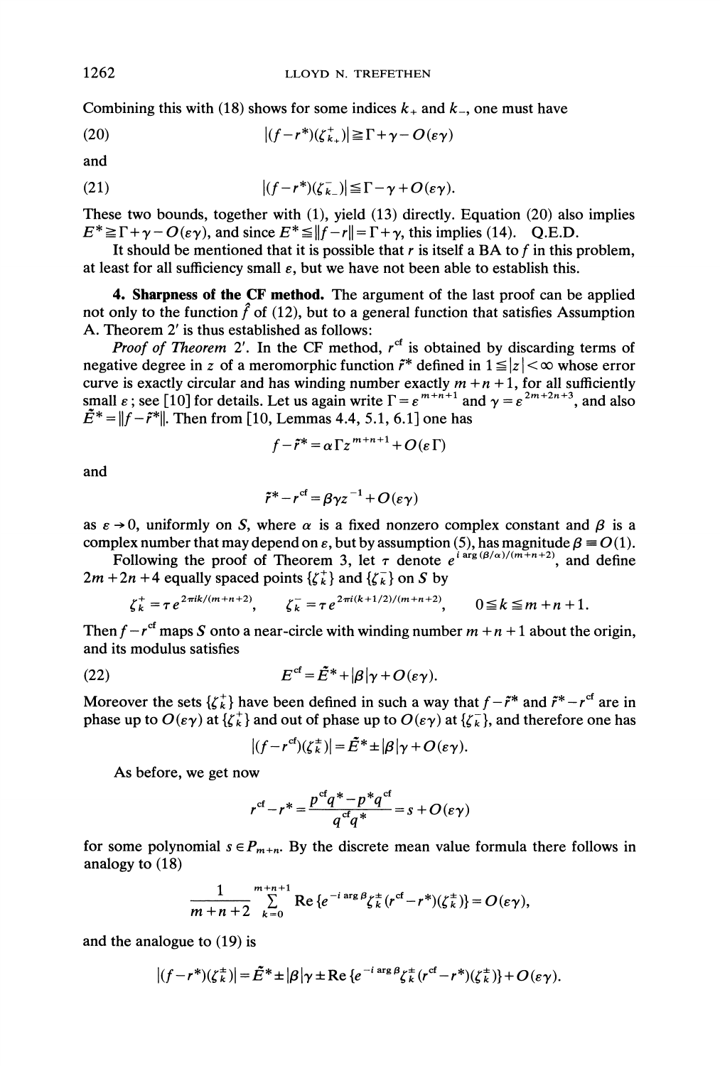Combining this with (18) shows for some indices $k_+$ and $k_-$, one must have

$$|(f-r^*)(\zeta^+_{k_+})| \geqq \Gamma + \gamma - O(\varepsilon\gamma) \tag{20}$$

and

$$|(f-r^*)(\zeta^-_{k_-})| \leqq \Gamma - \gamma + O(\varepsilon\gamma). \tag{21}$$

These two bounds, together with (1), yield (13) directly. Equation (20) also implies $E^* \geqq \Gamma + \gamma - O(\varepsilon\gamma)$, and since $E^* \leqq \|f - r\| = \Gamma + \gamma$, this implies (14). Q.E.D.

It should be mentioned that it is possible that $r$ is itself a BA to $f$ in this problem, at least for all sufficiency small $\varepsilon$, but we have not been able to establish this.

**4. Sharpness of the CF method.** The argument of the last proof can be applied not only to the function $\hat{f}$ of (12), but to a general function that satisfies Assumption A. Theorem 2′ is thus established as follows:

*Proof of Theorem* 2′. In the CF method, $r^{cf}$ is obtained by discarding terms of negative degree in $z$ of a meromorphic function $\tilde{r}^*$ defined in $1 \leqq |z| < \infty$ whose error curve is exactly circular and has winding number exactly $m+n+1$, for all sufficiently small $\varepsilon$; see [10] for details. Let us again write $\Gamma = \varepsilon^{m+n+1}$ and $\gamma = \varepsilon^{2m+2n+3}$, and also $\tilde{E}^* = \|f - \tilde{r}^*\|$. Then from [10, Lemmas 4.4, 5.1, 6.1] one has

$$f - \tilde{r}^* = \alpha \Gamma z^{m+n+1} + O(\varepsilon\Gamma)$$

and

$$\tilde{r}^* - r^{cf} = \beta\gamma z^{-1} + O(\varepsilon\gamma)$$

as $\varepsilon \to 0$, uniformly on $S$, where $\alpha$ is a fixed nonzero complex constant and $\beta$ is a complex number that may depend on $\varepsilon$, but by assumption (5), has magnitude $\beta \equiv O(1)$.

Following the proof of Theorem 3, let $\tau$ denote $e^{i\arg(\beta/\alpha)/(m+n+2)}$, and define $2m+2n+4$ equally spaced points $\{\zeta^+_k\}$ and $\{\zeta^-_k\}$ on $S$ by

$$\zeta^+_k = \tau e^{2\pi i k/(m+n+2)}, \qquad \zeta^-_k = \tau e^{2\pi i(k+1/2)/(m+n+2)}, \qquad 0 \leqq k \leqq m+n+1.$$

Then $f - r^{cf}$ maps $S$ onto a near-circle with winding number $m+n+1$ about the origin, and its modulus satisfies

$$E^{cf} = \tilde{E}^* + |\beta|\gamma + O(\varepsilon\gamma). \tag{22}$$

Moreover the sets $\{\zeta^+_k\}$ have been defined in such a way that $f - \tilde{r}^*$ and $\tilde{r}^* - r^{cf}$ are in phase up to $O(\varepsilon\gamma)$ at $\{\zeta^+_k\}$ and out of phase up to $O(\varepsilon\gamma)$ at $\{\zeta^-_k\}$, and therefore one has

$$|(f - r^{cf})(\zeta^\pm_k)| = \tilde{E}^* \pm |\beta|\gamma + O(\varepsilon\gamma).$$

As before, we get now

$$r^{cf} - r^* = \frac{p^{cf}q^* - p^*q^{cf}}{q^{cf}q^*} = s + O(\varepsilon\gamma)$$

for some polynomial $s \in P_{m+n}$. By the discrete mean value formula there follows in analogy to (18)

$$\frac{1}{m+n+2}\sum_{k=0}^{m+n+1} \operatorname{Re}\{e^{-i\arg\beta}\zeta^\pm_k (r^{cf} - r^*)(\zeta^\pm_k)\} = O(\varepsilon\gamma),$$

and the analogue to (19) is

$$|(f - r^*)(\zeta^\pm_k)| = \tilde{E}^* \pm |\beta|\gamma \pm \operatorname{Re}\{e^{-i\arg\beta}\zeta^\pm_k (r^{cf} - r^*)(\zeta^\pm_k)\} + O(\varepsilon\gamma).$$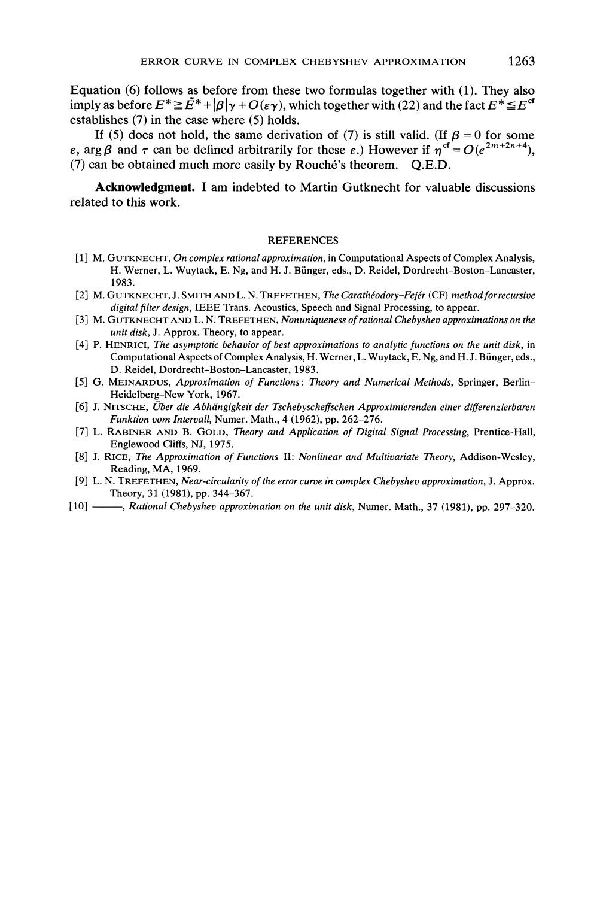Equation (6) follows as before from these two formulas together with (1). They also imply as before $E^* \geqq \tilde{E}^* + |\beta|\gamma + O(\varepsilon\gamma)$, which together with (22) and the fact $E^* \leqq E^{\text{cf}}$ establishes (7) in the case where (5) holds.

If (5) does not hold, the same derivation of (7) is still valid. (If $\beta = 0$ for some $\varepsilon$, $\arg\beta$ and $\tau$ can be defined arbitrarily for these $\varepsilon$.) However if $\eta^{\text{cf}} = O(e^{2m+2n+4})$, (7) can be obtained much more easily by Rouché's theorem. Q.E.D.

**Acknowledgment.** I am indebted to Martin Gutknecht for valuable discussions related to this work.

## REFERENCES

[1] M. Gutknecht, *On complex rational approximation*, in Computational Aspects of Complex Analysis, H. Werner, L. Wuytack, E. Ng, and H. J. Bünger, eds., D. Reidel, Dordrecht–Boston–Lancaster, 1983.

[2] M. Gutknecht, J. Smith and L. N. Trefethen, *The Carathéodory–Fejér* (CF) *method for recursive digital filter design*, IEEE Trans. Acoustics, Speech and Signal Processing, to appear.

[3] M. Gutknecht and L. N. Trefethen, *Nonuniqueness of rational Chebyshev approximations on the unit disk*, J. Approx. Theory, to appear.

[4] P. Henrici, *The asymptotic behavior of best approximations to analytic functions on the unit disk*, in Computational Aspects of Complex Analysis, H. Werner, L. Wuytack, E. Ng, and H. J. Bünger, eds., D. Reidel, Dordrecht–Boston–Lancaster, 1983.

[5] G. Meinardus, *Approximation of Functions: Theory and Numerical Methods*, Springer, Berlin–Heidelberg–New York, 1967.

[6] J. Nitsche, *Über die Abhängigkeit der Tschebyscheffschen Approximierenden einer differenzierbaren Funktion vom Intervall*, Numer. Math., 4 (1962), pp. 262–276.

[7] L. Rabiner and B. Gold, *Theory and Application of Digital Signal Processing*, Prentice-Hall, Englewood Cliffs, NJ, 1975.

[8] J. Rice, *The Approximation of Functions* II: *Nonlinear and Multivariate Theory*, Addison-Wesley, Reading, MA, 1969.

[9] L. N. Trefethen, *Near-circularity of the error curve in complex Chebyshev approximation*, J. Approx. Theory, 31 (1981), pp. 344–367.

[10] ———, *Rational Chebyshev approximation on the unit disk*, Numer. Math., 37 (1981), pp. 297–320.